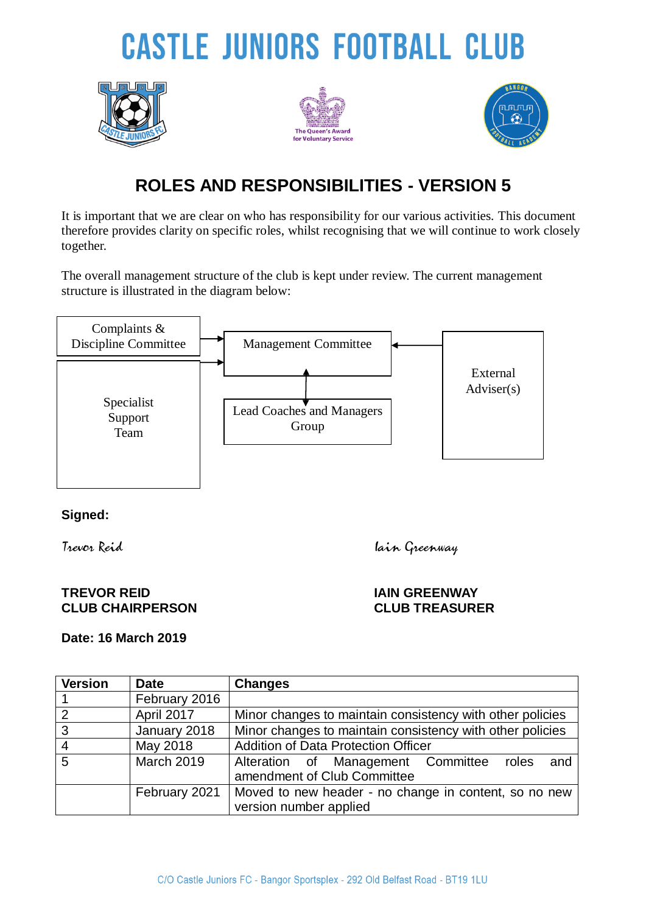# CASTLE JUNIORS FOOTBALL CLUB

## ROLES AND RESPONSIBILITIES - VERSION 5

It is important that we are clear on who has responsibility for our various activities. This document therefore provides clarity on specific roles, whilst recognising that we will continue to work closely together.

The overall management structure of the club is kept under review. The current management structure is illustrated in the diagram below:

Complaints & Discipline Committee

Management Committee

External Adviser(s)

Specialist Support Team

Lead Coaches and Managers Group

**Signed:**

*Trevor Reid*

**TREVOR REID**
**CLUB CHAIRPERSON**

*Iain Greenway*

**IAIN GREENWAY**
**CLUB TREASURER**

**Date: 16 March 2019**

| Version | Date | Changes |
|---|---|---|
| 1 | February 2016 | |
| 2 | April 2017 | Minor changes to maintain consistency with other policies |
| 3 | January 2018 | Minor changes to maintain consistency with other policies |
| 4 | May 2018 | Addition of Data Protection Officer |
| 5 | March 2019 | Alteration of Management Committee roles and amendment of Club Committee |
| | February 2021 | Moved to new header - no change in content, so no new version number applied |

C/O Castle Juniors FC - Bangor Sportsplex - 292 Old Belfast Road - BT19 1LU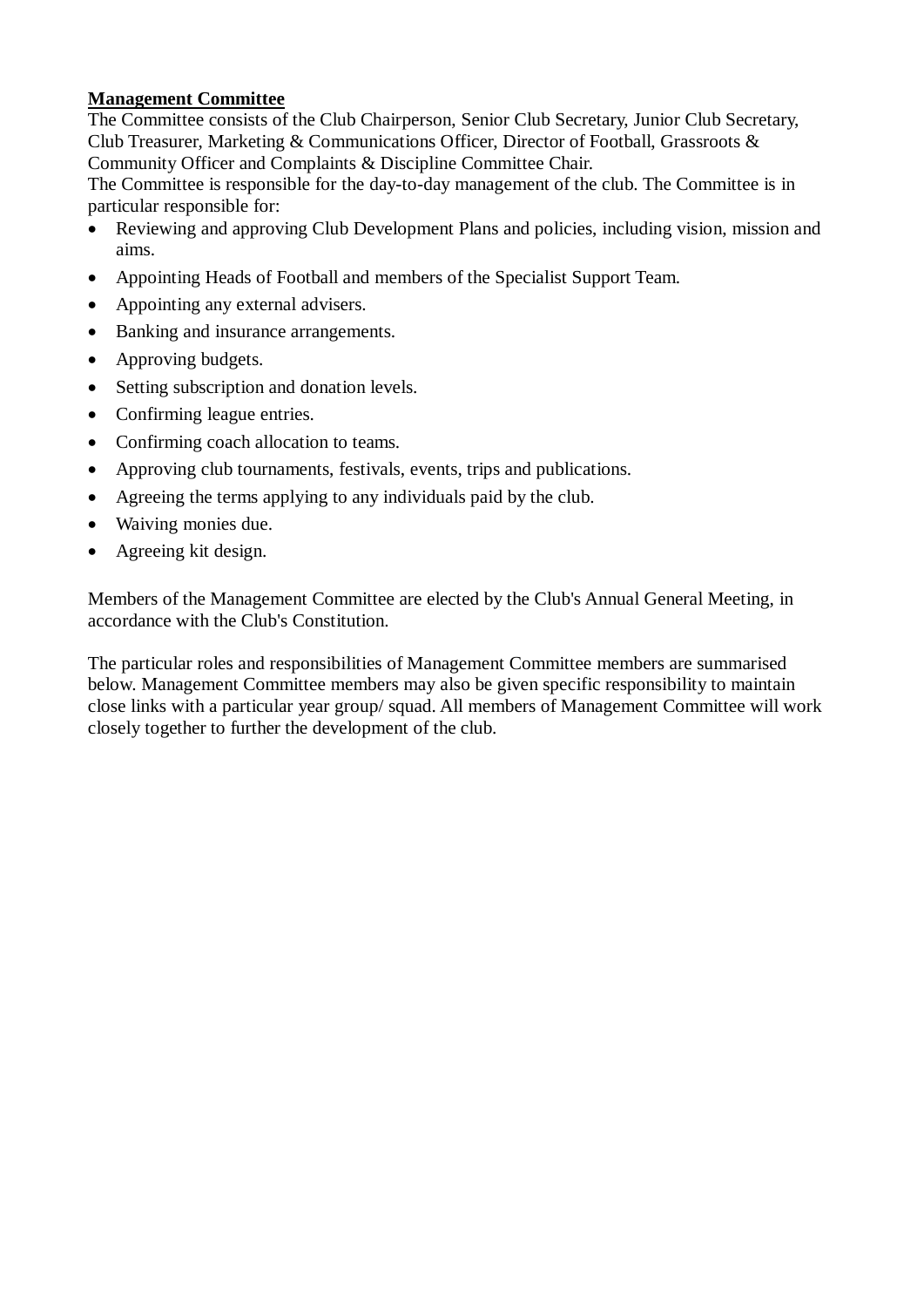**Management Committee**

The Committee consists of the Club Chairperson, Senior Club Secretary, Junior Club Secretary, Club Treasurer, Marketing & Communications Officer, Director of Football, Grassroots & Community Officer and Complaints & Discipline Committee Chair.

The Committee is responsible for the day-to-day management of the club. The Committee is in particular responsible for:

- Reviewing and approving Club Development Plans and policies, including vision, mission and aims.
- Appointing Heads of Football and members of the Specialist Support Team.
- Appointing any external advisers.
- Banking and insurance arrangements.
- Approving budgets.
- Setting subscription and donation levels.
- Confirming league entries.
- Confirming coach allocation to teams.
- Approving club tournaments, festivals, events, trips and publications.
- Agreeing the terms applying to any individuals paid by the club.
- Waiving monies due.
- Agreeing kit design.

Members of the Management Committee are elected by the Club's Annual General Meeting, in accordance with the Club's Constitution.

The particular roles and responsibilities of Management Committee members are summarised below. Management Committee members may also be given specific responsibility to maintain close links with a particular year group/ squad. All members of Management Committee will work closely together to further the development of the club.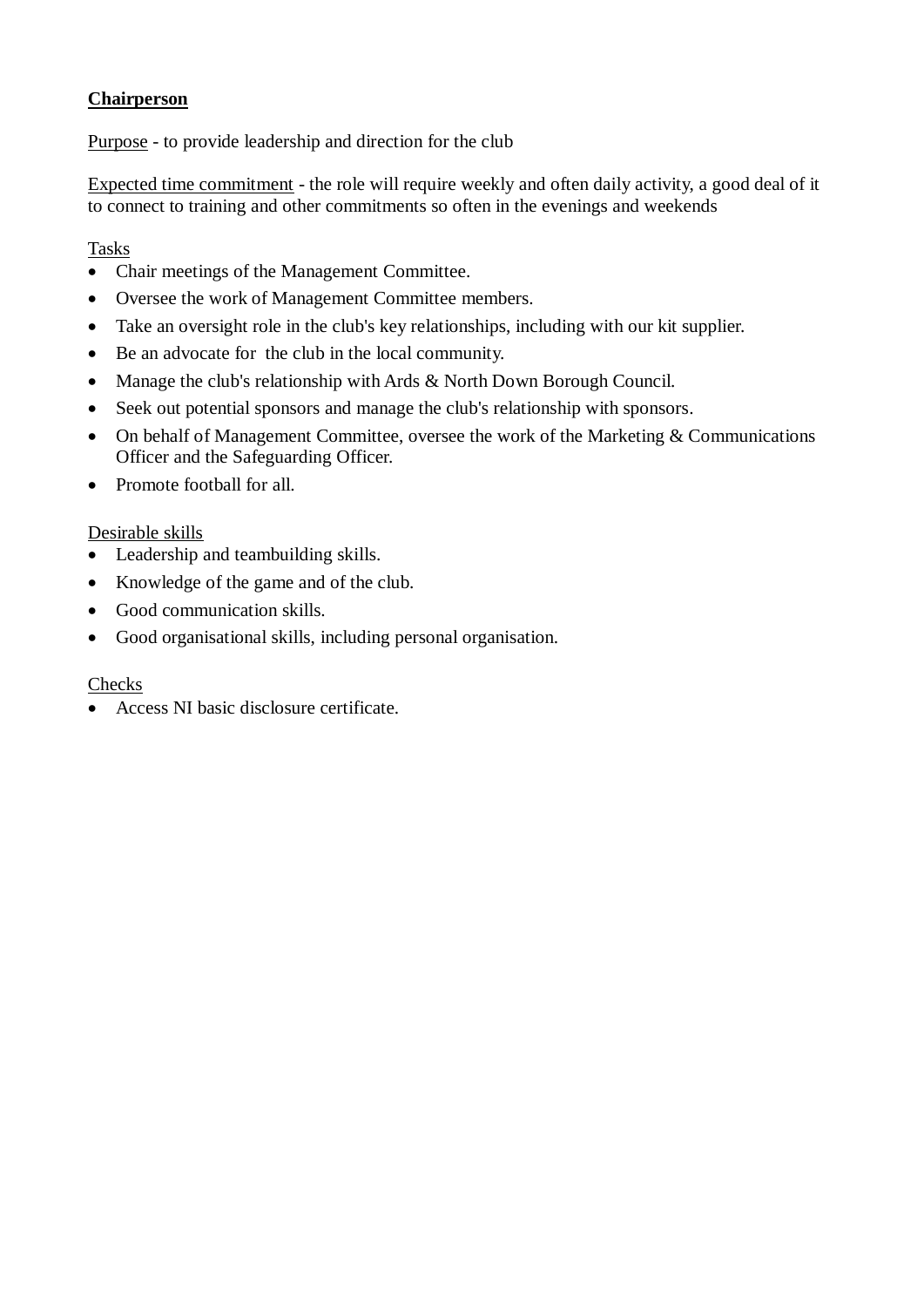**Chairperson**

Purpose - to provide leadership and direction for the club

Expected time commitment - the role will require weekly and often daily activity, a good deal of it to connect to training and other commitments so often in the evenings and weekends

Tasks

- Chair meetings of the Management Committee.
- Oversee the work of Management Committee members.
- Take an oversight role in the club's key relationships, including with our kit supplier.
- Be an advocate for the club in the local community.
- Manage the club's relationship with Ards & North Down Borough Council.
- Seek out potential sponsors and manage the club's relationship with sponsors.
- On behalf of Management Committee, oversee the work of the Marketing & Communications Officer and the Safeguarding Officer.
- Promote football for all.

Desirable skills

- Leadership and teambuilding skills.
- Knowledge of the game and of the club.
- Good communication skills.
- Good organisational skills, including personal organisation.

Checks

- Access NI basic disclosure certificate.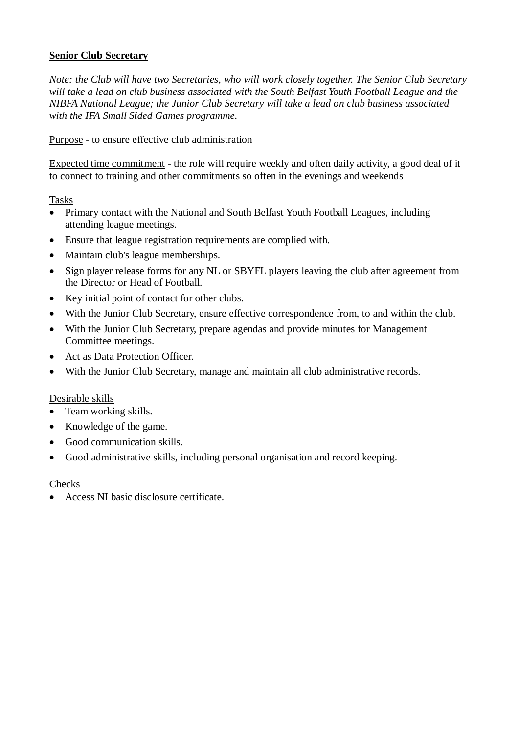## Senior Club Secretary

*Note: the Club will have two Secretaries, who will work closely together. The Senior Club Secretary will take a lead on club business associated with the South Belfast Youth Football League and the NIBFA National League; the Junior Club Secretary will take a lead on club business associated with the IFA Small Sided Games programme.*

Purpose - to ensure effective club administration

Expected time commitment - the role will require weekly and often daily activity, a good deal of it to connect to training and other commitments so often in the evenings and weekends

Tasks

- Primary contact with the National and South Belfast Youth Football Leagues, including attending league meetings.
- Ensure that league registration requirements are complied with.
- Maintain club's league memberships.
- Sign player release forms for any NL or SBYFL players leaving the club after agreement from the Director or Head of Football.
- Key initial point of contact for other clubs.
- With the Junior Club Secretary, ensure effective correspondence from, to and within the club.
- With the Junior Club Secretary, prepare agendas and provide minutes for Management Committee meetings.
- Act as Data Protection Officer.
- With the Junior Club Secretary, manage and maintain all club administrative records.

Desirable skills

- Team working skills.
- Knowledge of the game.
- Good communication skills.
- Good administrative skills, including personal organisation and record keeping.

Checks

- Access NI basic disclosure certificate.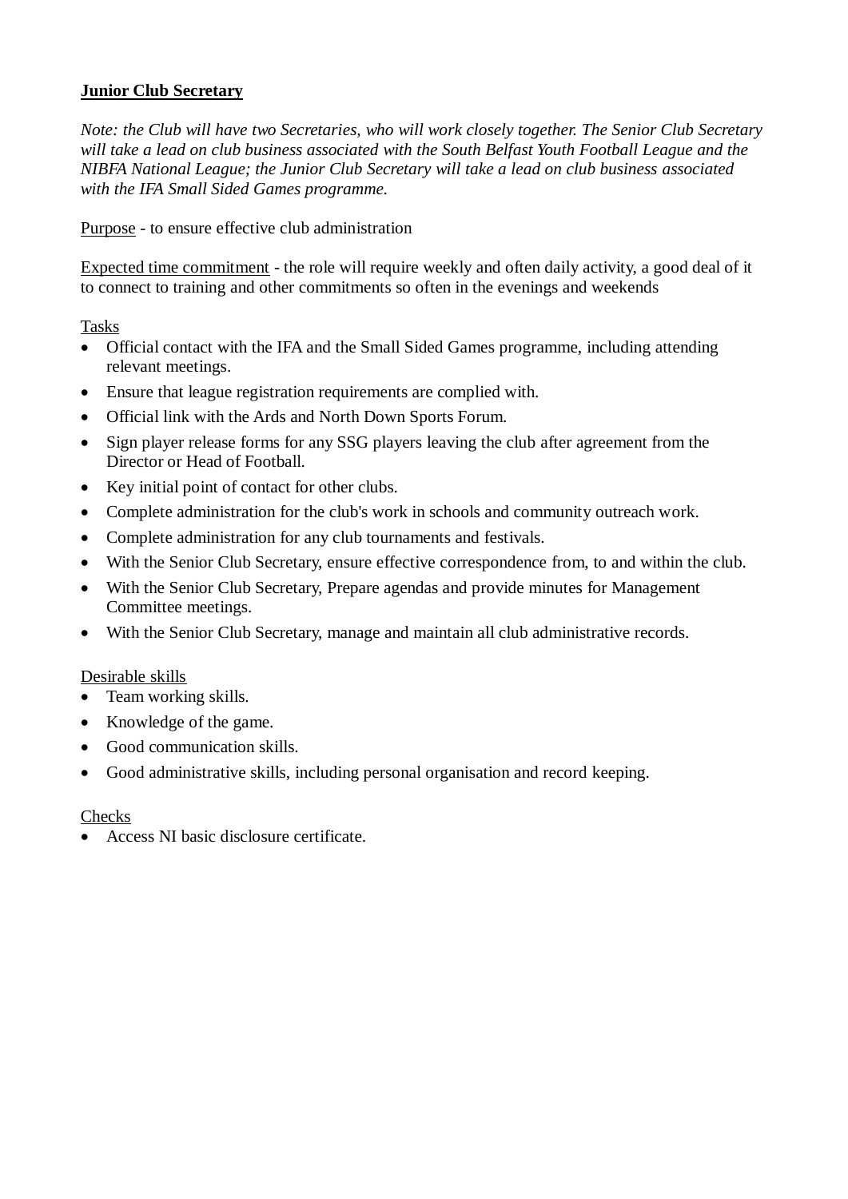**Junior Club Secretary**

*Note: the Club will have two Secretaries, who will work closely together. The Senior Club Secretary will take a lead on club business associated with the South Belfast Youth Football League and the NIBFA National League; the Junior Club Secretary will take a lead on club business associated with the IFA Small Sided Games programme.*

<u>Purpose</u> - to ensure effective club administration

<u>Expected time commitment</u> - the role will require weekly and often daily activity, a good deal of it to connect to training and other commitments so often in the evenings and weekends

<u>Tasks</u>

- Official contact with the IFA and the Small Sided Games programme, including attending relevant meetings.
- Ensure that league registration requirements are complied with.
- Official link with the Ards and North Down Sports Forum.
- Sign player release forms for any SSG players leaving the club after agreement from the Director or Head of Football.
- Key initial point of contact for other clubs.
- Complete administration for the club's work in schools and community outreach work.
- Complete administration for any club tournaments and festivals.
- With the Senior Club Secretary, ensure effective correspondence from, to and within the club.
- With the Senior Club Secretary, Prepare agendas and provide minutes for Management Committee meetings.
- With the Senior Club Secretary, manage and maintain all club administrative records.

<u>Desirable skills</u>

- Team working skills.
- Knowledge of the game.
- Good communication skills.
- Good administrative skills, including personal organisation and record keeping.

<u>Checks</u>

- Access NI basic disclosure certificate.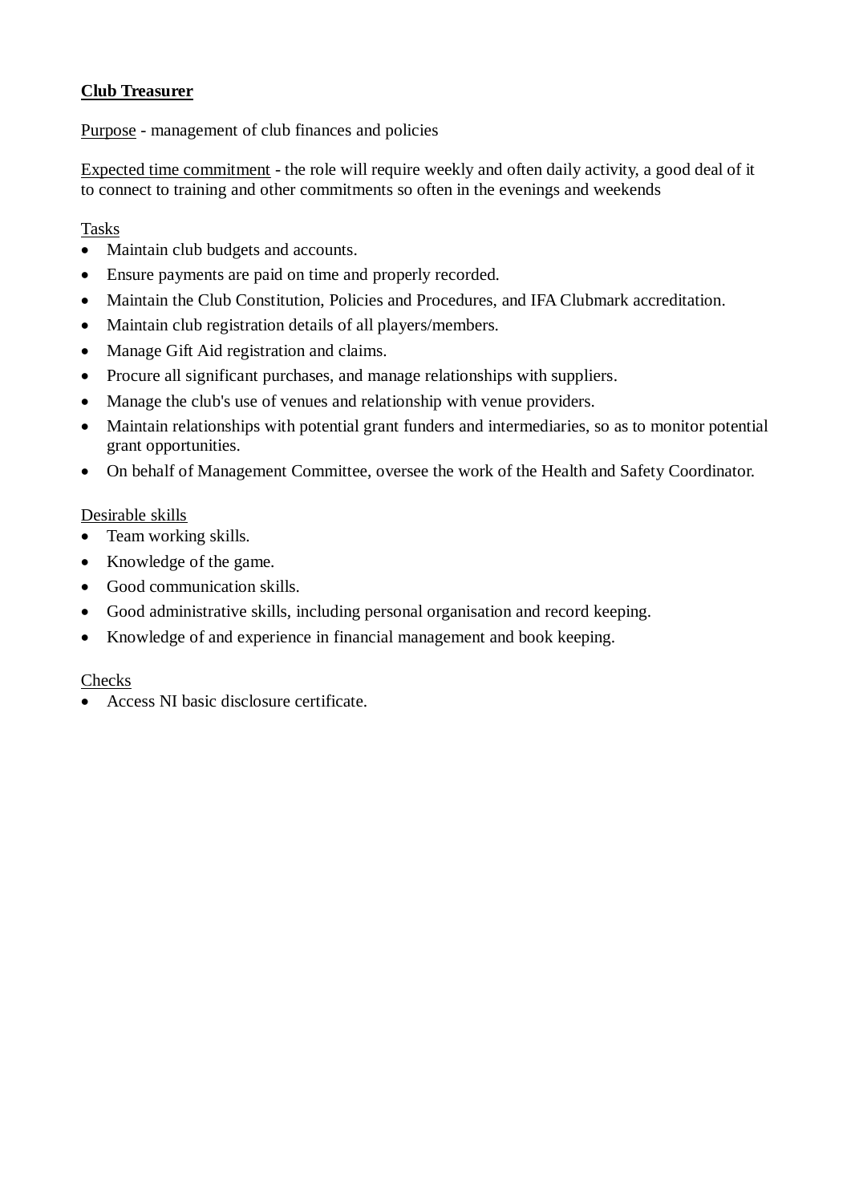**Club Treasurer**

Purpose - management of club finances and policies

Expected time commitment - the role will require weekly and often daily activity, a good deal of it to connect to training and other commitments so often in the evenings and weekends

Tasks

- Maintain club budgets and accounts.
- Ensure payments are paid on time and properly recorded.
- Maintain the Club Constitution, Policies and Procedures, and IFA Clubmark accreditation.
- Maintain club registration details of all players/members.
- Manage Gift Aid registration and claims.
- Procure all significant purchases, and manage relationships with suppliers.
- Manage the club's use of venues and relationship with venue providers.
- Maintain relationships with potential grant funders and intermediaries, so as to monitor potential grant opportunities.
- On behalf of Management Committee, oversee the work of the Health and Safety Coordinator.

Desirable skills

- Team working skills.
- Knowledge of the game.
- Good communication skills.
- Good administrative skills, including personal organisation and record keeping.
- Knowledge of and experience in financial management and book keeping.

Checks

- Access NI basic disclosure certificate.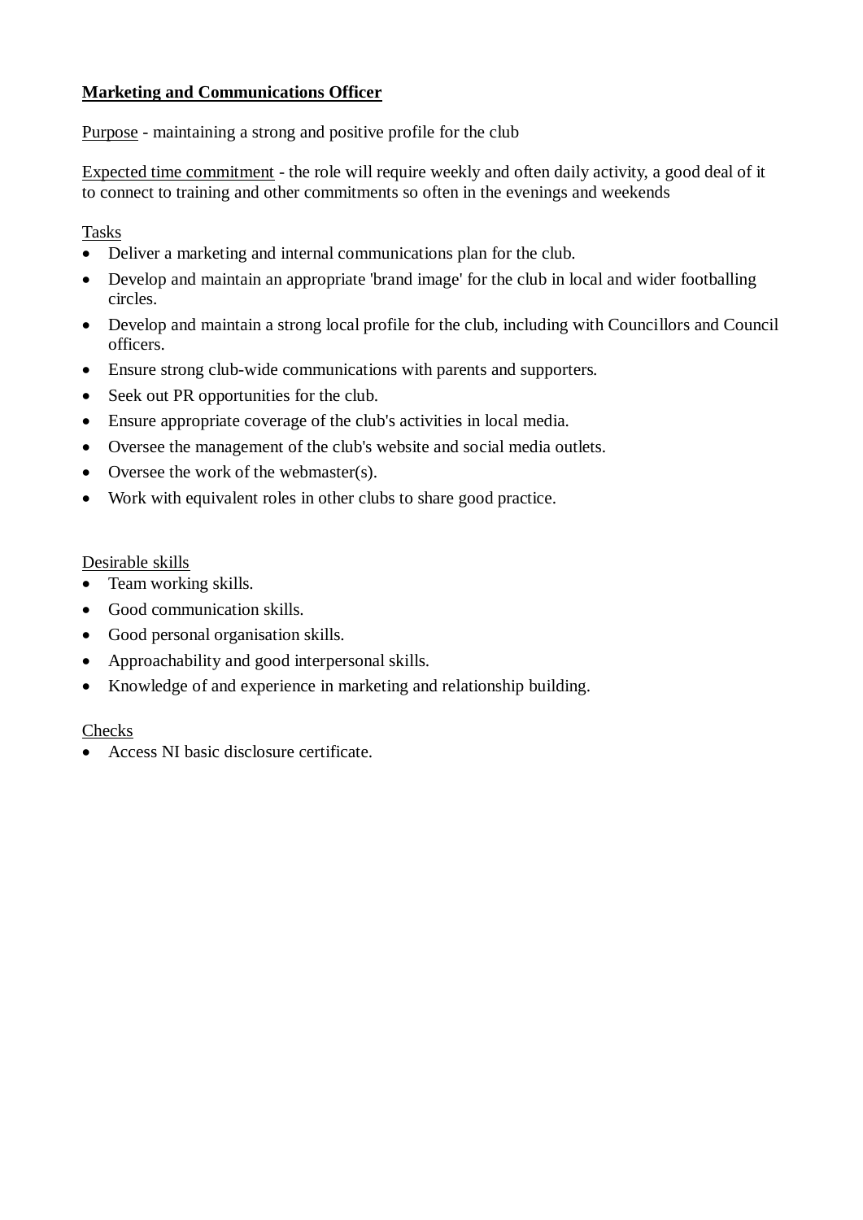## Marketing and Communications Officer

Purpose - maintaining a strong and positive profile for the club

Expected time commitment - the role will require weekly and often daily activity, a good deal of it to connect to training and other commitments so often in the evenings and weekends

Tasks

- Deliver a marketing and internal communications plan for the club.
- Develop and maintain an appropriate 'brand image' for the club in local and wider footballing circles.
- Develop and maintain a strong local profile for the club, including with Councillors and Council officers.
- Ensure strong club-wide communications with parents and supporters.
- Seek out PR opportunities for the club.
- Ensure appropriate coverage of the club's activities in local media.
- Oversee the management of the club's website and social media outlets.
- Oversee the work of the webmaster(s).
- Work with equivalent roles in other clubs to share good practice.

Desirable skills

- Team working skills.
- Good communication skills.
- Good personal organisation skills.
- Approachability and good interpersonal skills.
- Knowledge of and experience in marketing and relationship building.

Checks

- Access NI basic disclosure certificate.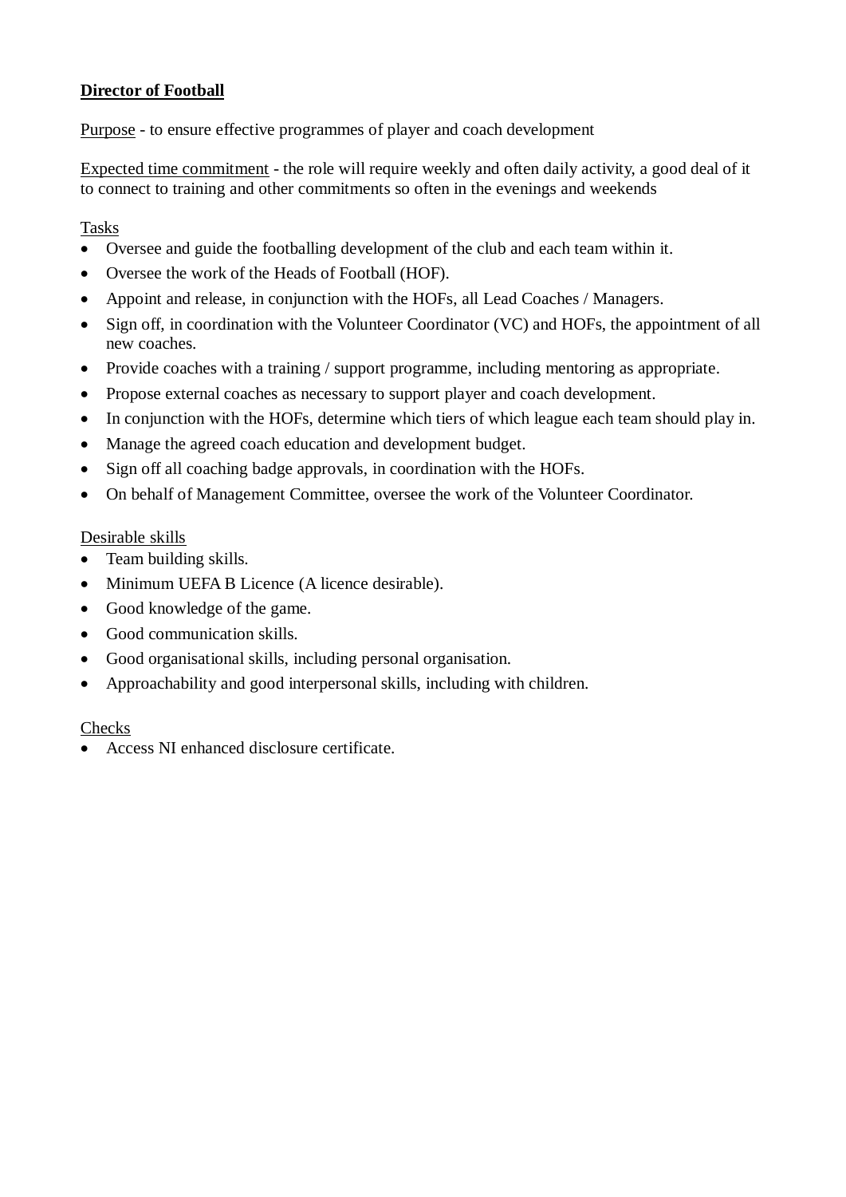## Director of Football

Purpose - to ensure effective programmes of player and coach development

Expected time commitment - the role will require weekly and often daily activity, a good deal of it to connect to training and other commitments so often in the evenings and weekends

Tasks

- Oversee and guide the footballing development of the club and each team within it.
- Oversee the work of the Heads of Football (HOF).
- Appoint and release, in conjunction with the HOFs, all Lead Coaches / Managers.
- Sign off, in coordination with the Volunteer Coordinator (VC) and HOFs, the appointment of all new coaches.
- Provide coaches with a training / support programme, including mentoring as appropriate.
- Propose external coaches as necessary to support player and coach development.
- In conjunction with the HOFs, determine which tiers of which league each team should play in.
- Manage the agreed coach education and development budget.
- Sign off all coaching badge approvals, in coordination with the HOFs.
- On behalf of Management Committee, oversee the work of the Volunteer Coordinator.

Desirable skills

- Team building skills.
- Minimum UEFA B Licence (A licence desirable).
- Good knowledge of the game.
- Good communication skills.
- Good organisational skills, including personal organisation.
- Approachability and good interpersonal skills, including with children.

Checks

- Access NI enhanced disclosure certificate.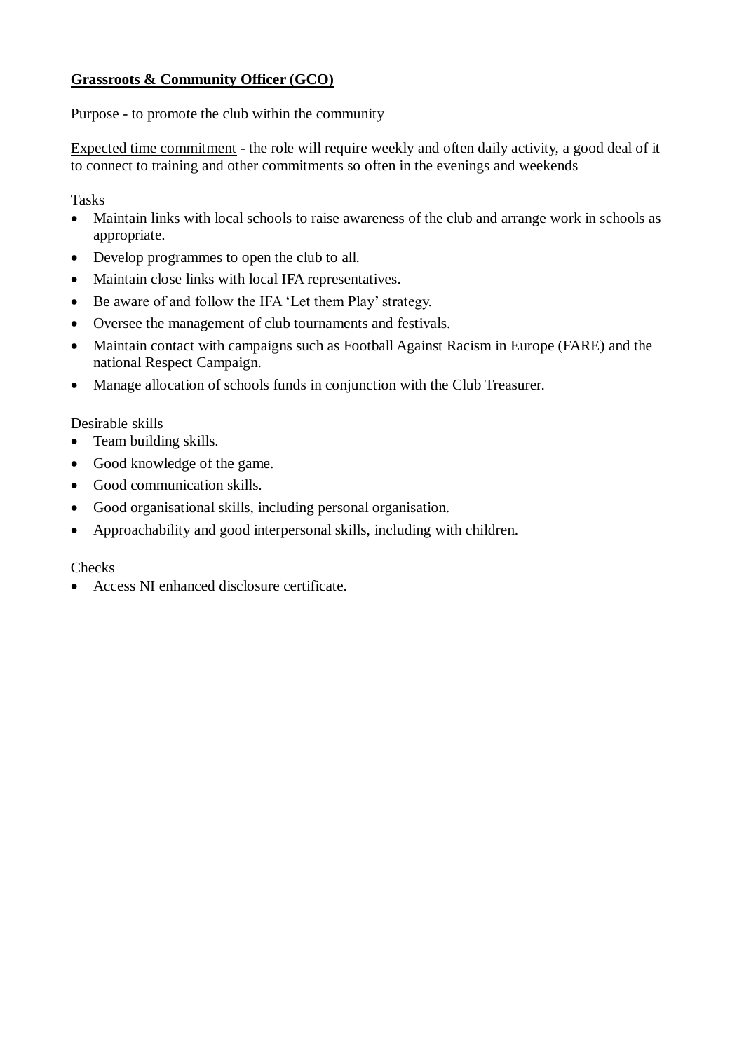**Grassroots & Community Officer (GCO)**

Purpose - to promote the club within the community

Expected time commitment - the role will require weekly and often daily activity, a good deal of it to connect to training and other commitments so often in the evenings and weekends

Tasks

- Maintain links with local schools to raise awareness of the club and arrange work in schools as appropriate.
- Develop programmes to open the club to all.
- Maintain close links with local IFA representatives.
- Be aware of and follow the IFA 'Let them Play' strategy.
- Oversee the management of club tournaments and festivals.
- Maintain contact with campaigns such as Football Against Racism in Europe (FARE) and the national Respect Campaign.
- Manage allocation of schools funds in conjunction with the Club Treasurer.

Desirable skills

- Team building skills.
- Good knowledge of the game.
- Good communication skills.
- Good organisational skills, including personal organisation.
- Approachability and good interpersonal skills, including with children.

Checks

- Access NI enhanced disclosure certificate.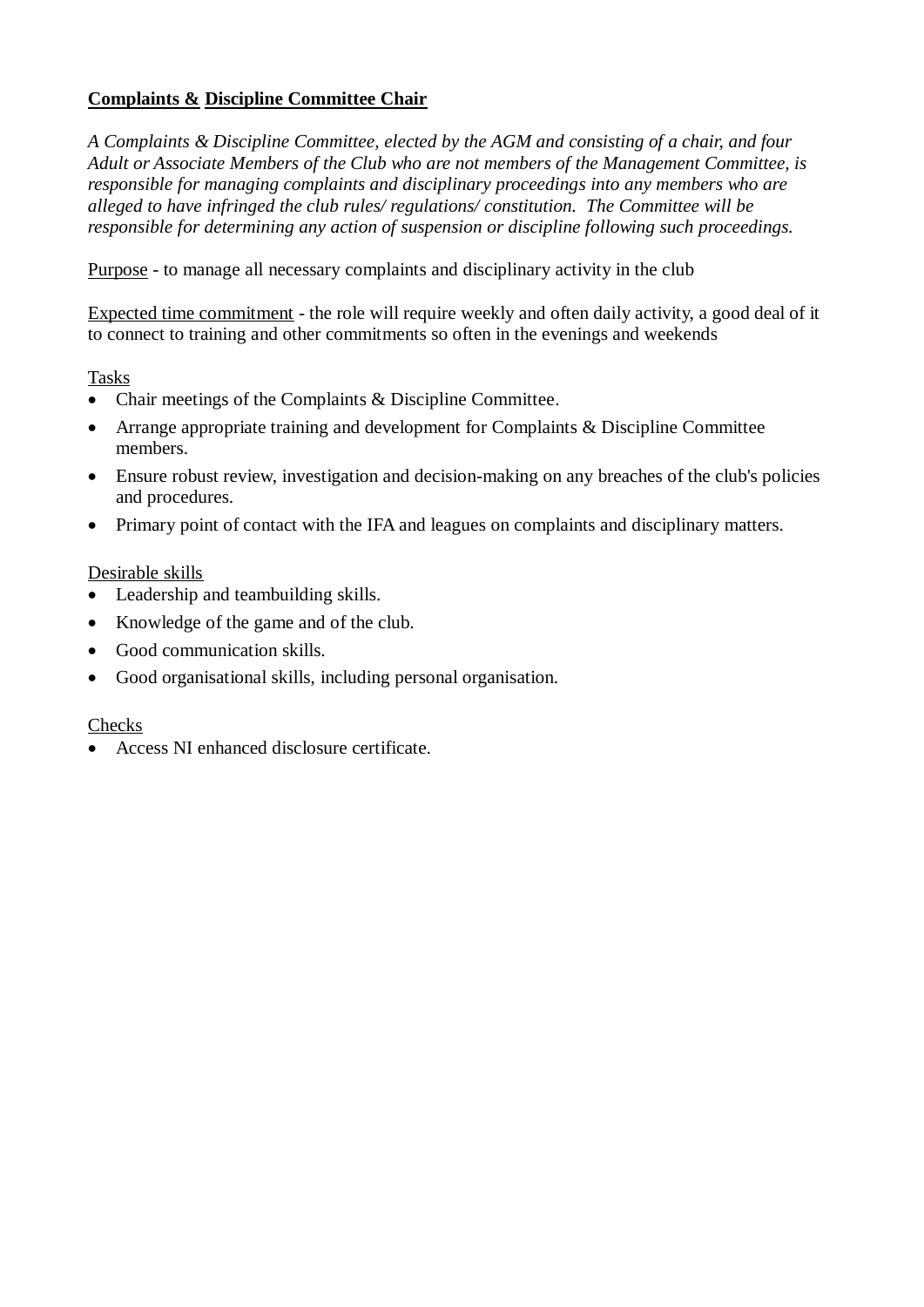## Complaints & Discipline Committee Chair

*A Complaints & Discipline Committee, elected by the AGM and consisting of a chair, and four Adult or Associate Members of the Club who are not members of the Management Committee, is responsible for managing complaints and disciplinary proceedings into any members who are alleged to have infringed the club rules/ regulations/ constitution. The Committee will be responsible for determining any action of suspension or discipline following such proceedings.*

Purpose - to manage all necessary complaints and disciplinary activity in the club

Expected time commitment - the role will require weekly and often daily activity, a good deal of it to connect to training and other commitments so often in the evenings and weekends

Tasks

- Chair meetings of the Complaints & Discipline Committee.
- Arrange appropriate training and development for Complaints & Discipline Committee members.
- Ensure robust review, investigation and decision-making on any breaches of the club's policies and procedures.
- Primary point of contact with the IFA and leagues on complaints and disciplinary matters.

Desirable skills

- Leadership and teambuilding skills.
- Knowledge of the game and of the club.
- Good communication skills.
- Good organisational skills, including personal organisation.

Checks

- Access NI enhanced disclosure certificate.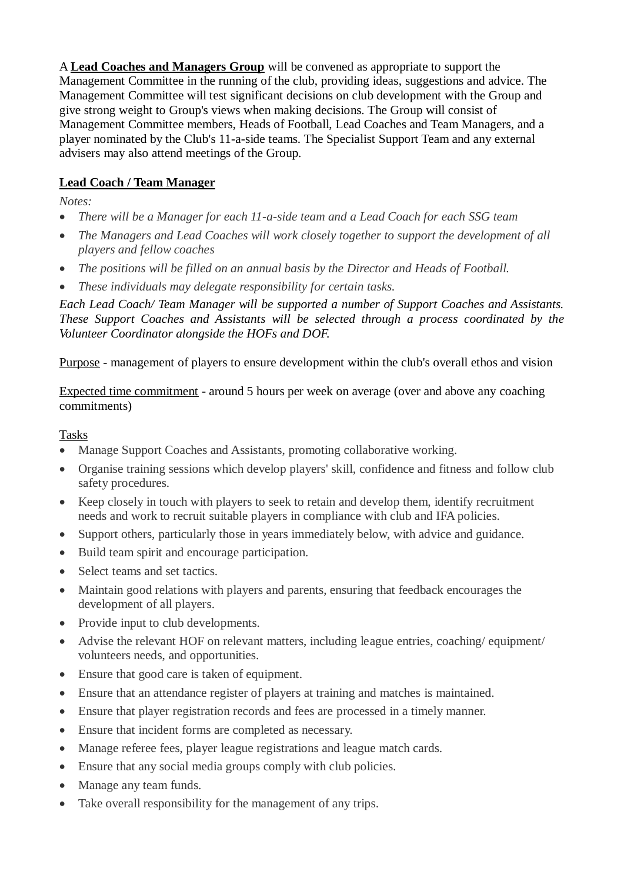A **Lead Coaches and Managers Group** will be convened as appropriate to support the Management Committee in the running of the club, providing ideas, suggestions and advice. The Management Committee will test significant decisions on club development with the Group and give strong weight to Group's views when making decisions. The Group will consist of Management Committee members, Heads of Football, Lead Coaches and Team Managers, and a player nominated by the Club's 11-a-side teams. The Specialist Support Team and any external advisers may also attend meetings of the Group.

**Lead Coach / Team Manager**

*Notes:*

- *There will be a Manager for each 11-a-side team and a Lead Coach for each SSG team*
- *The Managers and Lead Coaches will work closely together to support the development of all players and fellow coaches*
- *The positions will be filled on an annual basis by the Director and Heads of Football.*
- *These individuals may delegate responsibility for certain tasks.*

*Each Lead Coach/ Team Manager will be supported a number of Support Coaches and Assistants. These Support Coaches and Assistants will be selected through a process coordinated by the Volunteer Coordinator alongside the HOFs and DOF.*

Purpose - management of players to ensure development within the club's overall ethos and vision

Expected time commitment - around 5 hours per week on average (over and above any coaching commitments)

Tasks

- Manage Support Coaches and Assistants, promoting collaborative working.
- Organise training sessions which develop players' skill, confidence and fitness and follow club safety procedures.
- Keep closely in touch with players to seek to retain and develop them, identify recruitment needs and work to recruit suitable players in compliance with club and IFA policies.
- Support others, particularly those in years immediately below, with advice and guidance.
- Build team spirit and encourage participation.
- Select teams and set tactics.
- Maintain good relations with players and parents, ensuring that feedback encourages the development of all players.
- Provide input to club developments.
- Advise the relevant HOF on relevant matters, including league entries, coaching/ equipment/ volunteers needs, and opportunities.
- Ensure that good care is taken of equipment.
- Ensure that an attendance register of players at training and matches is maintained.
- Ensure that player registration records and fees are processed in a timely manner.
- Ensure that incident forms are completed as necessary.
- Manage referee fees, player league registrations and league match cards.
- Ensure that any social media groups comply with club policies.
- Manage any team funds.
- Take overall responsibility for the management of any trips.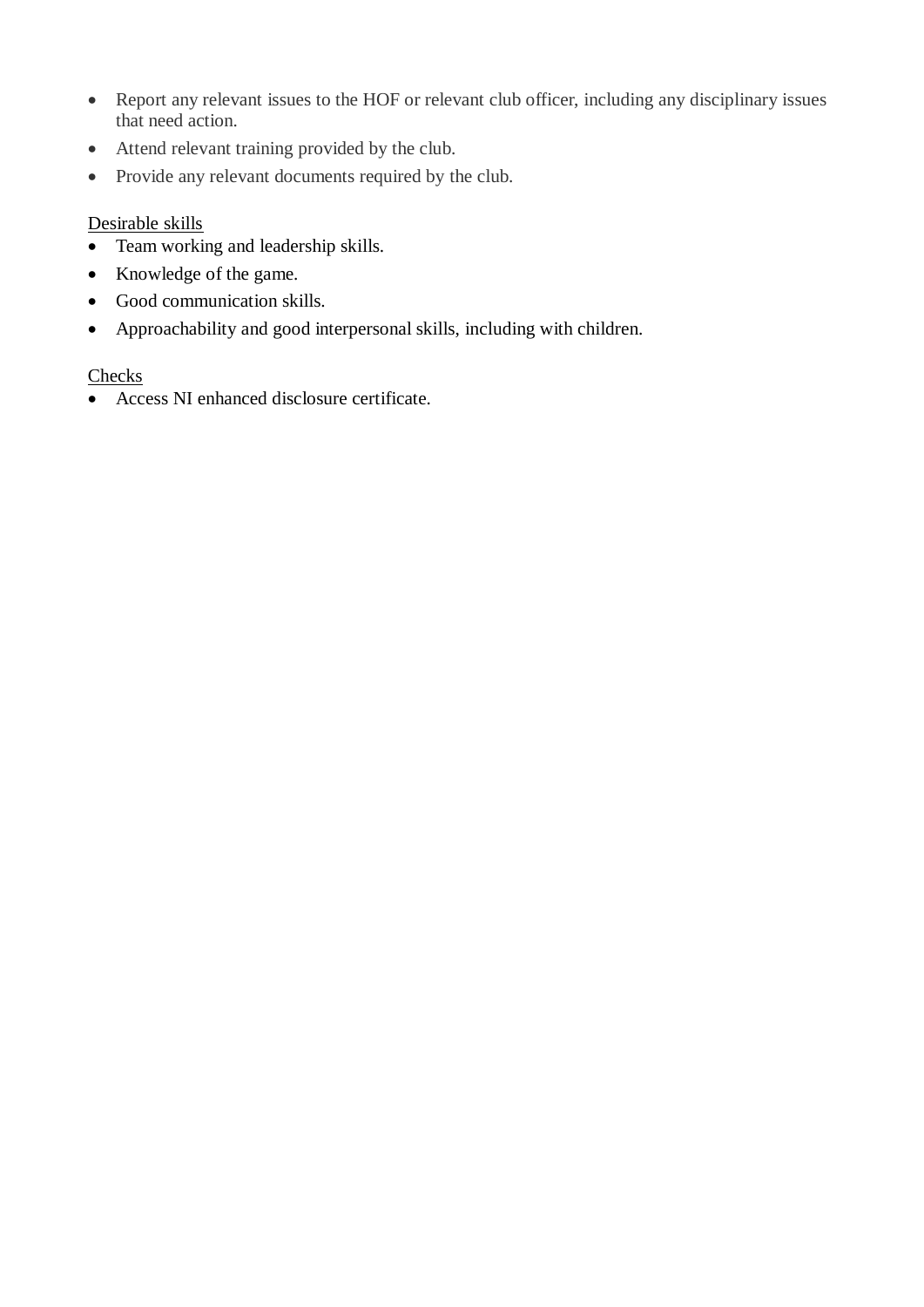- Report any relevant issues to the HOF or relevant club officer, including any disciplinary issues that need action.
- Attend relevant training provided by the club.
- Provide any relevant documents required by the club.

<u>Desirable skills</u>

- Team working and leadership skills.
- Knowledge of the game.
- Good communication skills.
- Approachability and good interpersonal skills, including with children.

<u>Checks</u>

- Access NI enhanced disclosure certificate.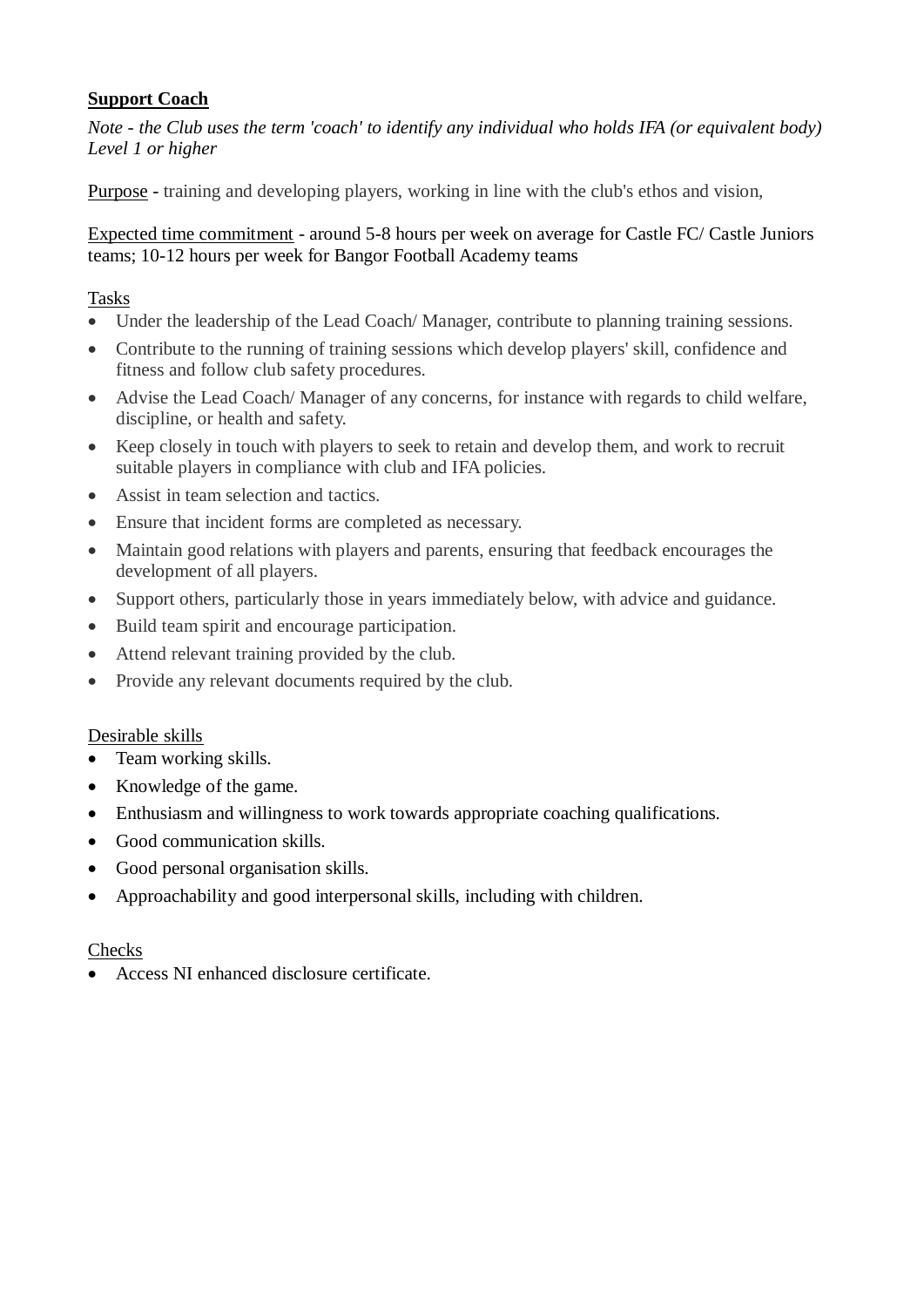**Support Coach**

*Note - the Club uses the term 'coach' to identify any individual who holds IFA (or equivalent body) Level 1 or higher*

Purpose - training and developing players, working in line with the club's ethos and vision,

Expected time commitment - around 5-8 hours per week on average for Castle FC/ Castle Juniors teams; 10-12 hours per week for Bangor Football Academy teams

Tasks

- Under the leadership of the Lead Coach/ Manager, contribute to planning training sessions.
- Contribute to the running of training sessions which develop players' skill, confidence and fitness and follow club safety procedures.
- Advise the Lead Coach/ Manager of any concerns, for instance with regards to child welfare, discipline, or health and safety.
- Keep closely in touch with players to seek to retain and develop them, and work to recruit suitable players in compliance with club and IFA policies.
- Assist in team selection and tactics.
- Ensure that incident forms are completed as necessary.
- Maintain good relations with players and parents, ensuring that feedback encourages the development of all players.
- Support others, particularly those in years immediately below, with advice and guidance.
- Build team spirit and encourage participation.
- Attend relevant training provided by the club.
- Provide any relevant documents required by the club.

Desirable skills

- Team working skills.
- Knowledge of the game.
- Enthusiasm and willingness to work towards appropriate coaching qualifications.
- Good communication skills.
- Good personal organisation skills.
- Approachability and good interpersonal skills, including with children.

Checks

- Access NI enhanced disclosure certificate.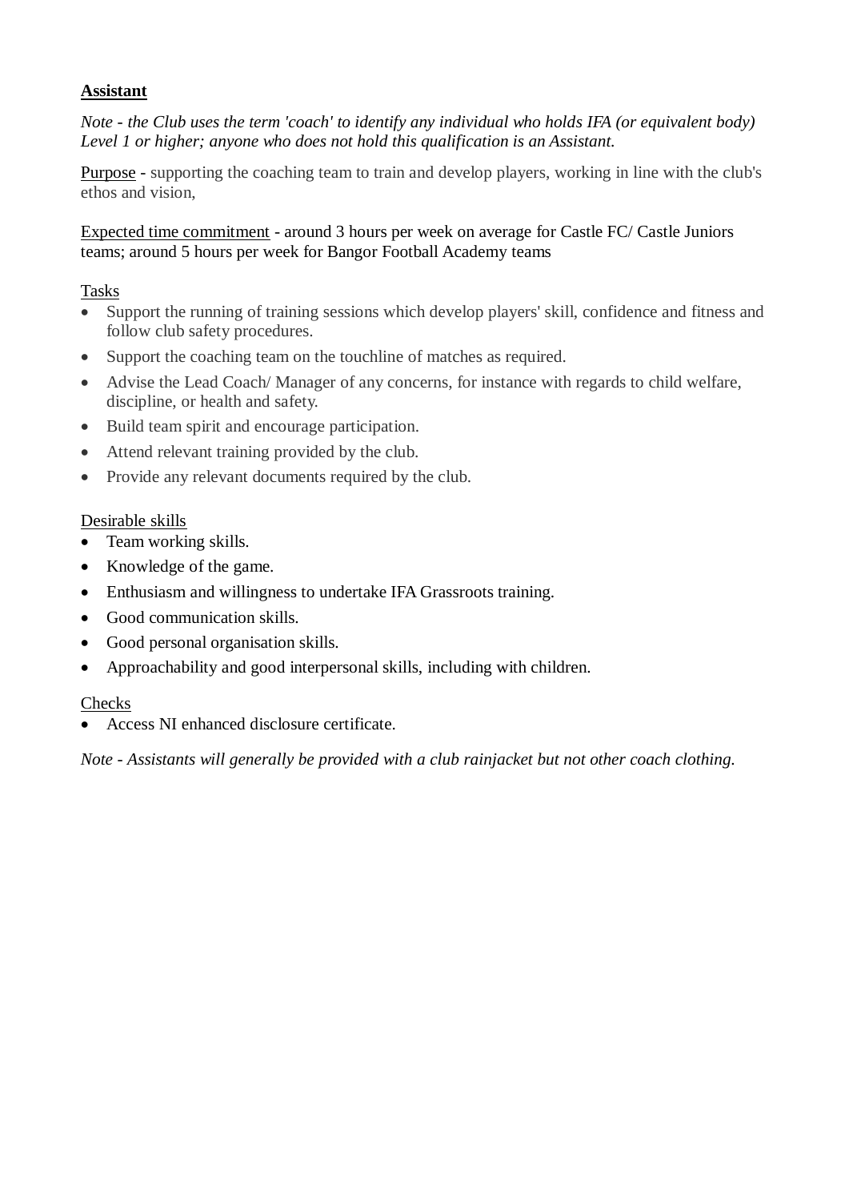**Assistant**

*Note - the Club uses the term 'coach' to identify any individual who holds IFA (or equivalent body) Level 1 or higher; anyone who does not hold this qualification is an Assistant.*

Purpose - supporting the coaching team to train and develop players, working in line with the club's ethos and vision,

Expected time commitment - around 3 hours per week on average for Castle FC/ Castle Juniors teams; around 5 hours per week for Bangor Football Academy teams

Tasks

- Support the running of training sessions which develop players' skill, confidence and fitness and follow club safety procedures.
- Support the coaching team on the touchline of matches as required.
- Advise the Lead Coach/ Manager of any concerns, for instance with regards to child welfare, discipline, or health and safety.
- Build team spirit and encourage participation.
- Attend relevant training provided by the club.
- Provide any relevant documents required by the club.

Desirable skills

- Team working skills.
- Knowledge of the game.
- Enthusiasm and willingness to undertake IFA Grassroots training.
- Good communication skills.
- Good personal organisation skills.
- Approachability and good interpersonal skills, including with children.

Checks

- Access NI enhanced disclosure certificate.

*Note - Assistants will generally be provided with a club rainjacket but not other coach clothing.*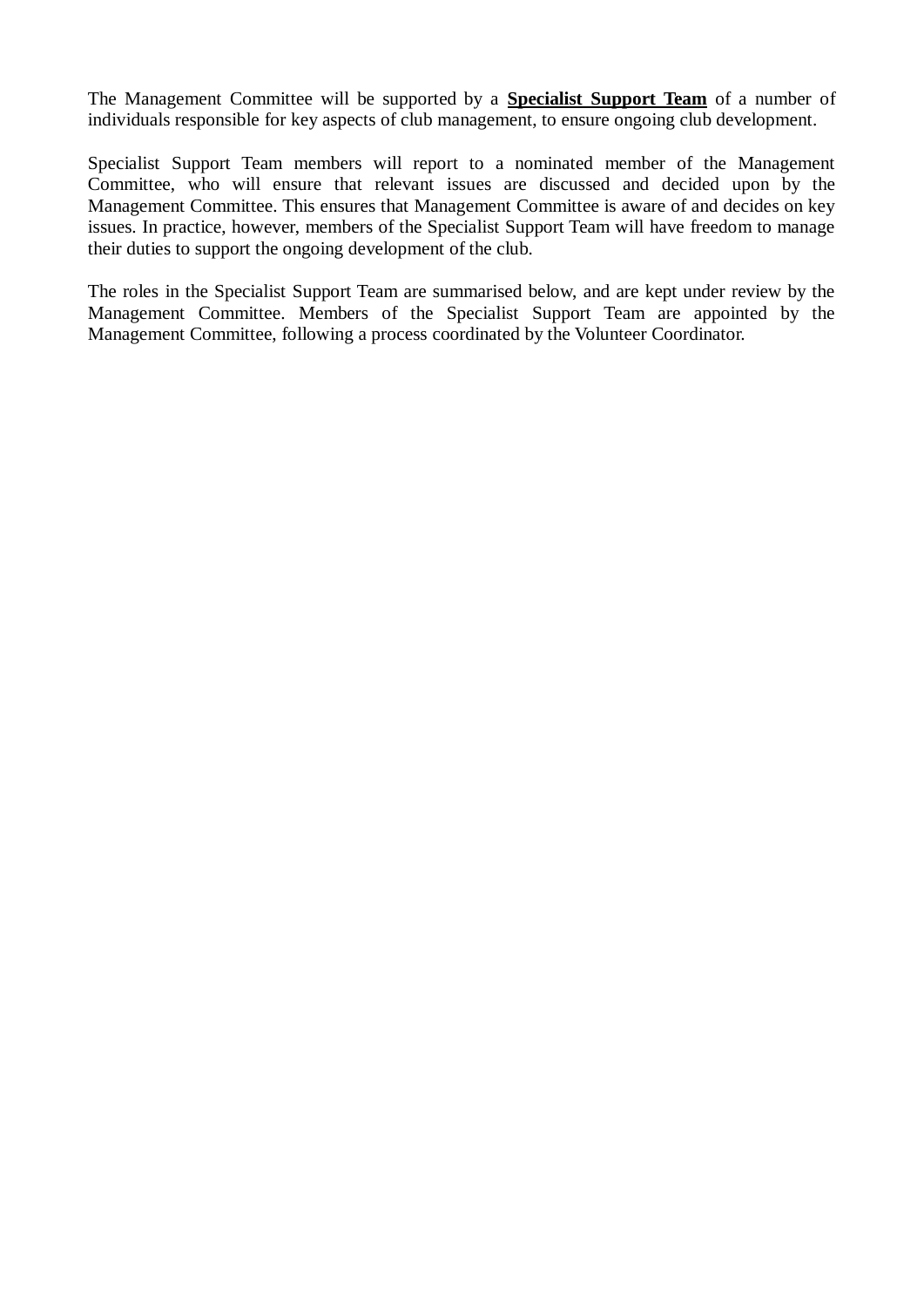The Management Committee will be supported by a **Specialist Support Team** of a number of individuals responsible for key aspects of club management, to ensure ongoing club development.

Specialist Support Team members will report to a nominated member of the Management Committee, who will ensure that relevant issues are discussed and decided upon by the Management Committee. This ensures that Management Committee is aware of and decides on key issues. In practice, however, members of the Specialist Support Team will have freedom to manage their duties to support the ongoing development of the club.

The roles in the Specialist Support Team are summarised below, and are kept under review by the Management Committee. Members of the Specialist Support Team are appointed by the Management Committee, following a process coordinated by the Volunteer Coordinator.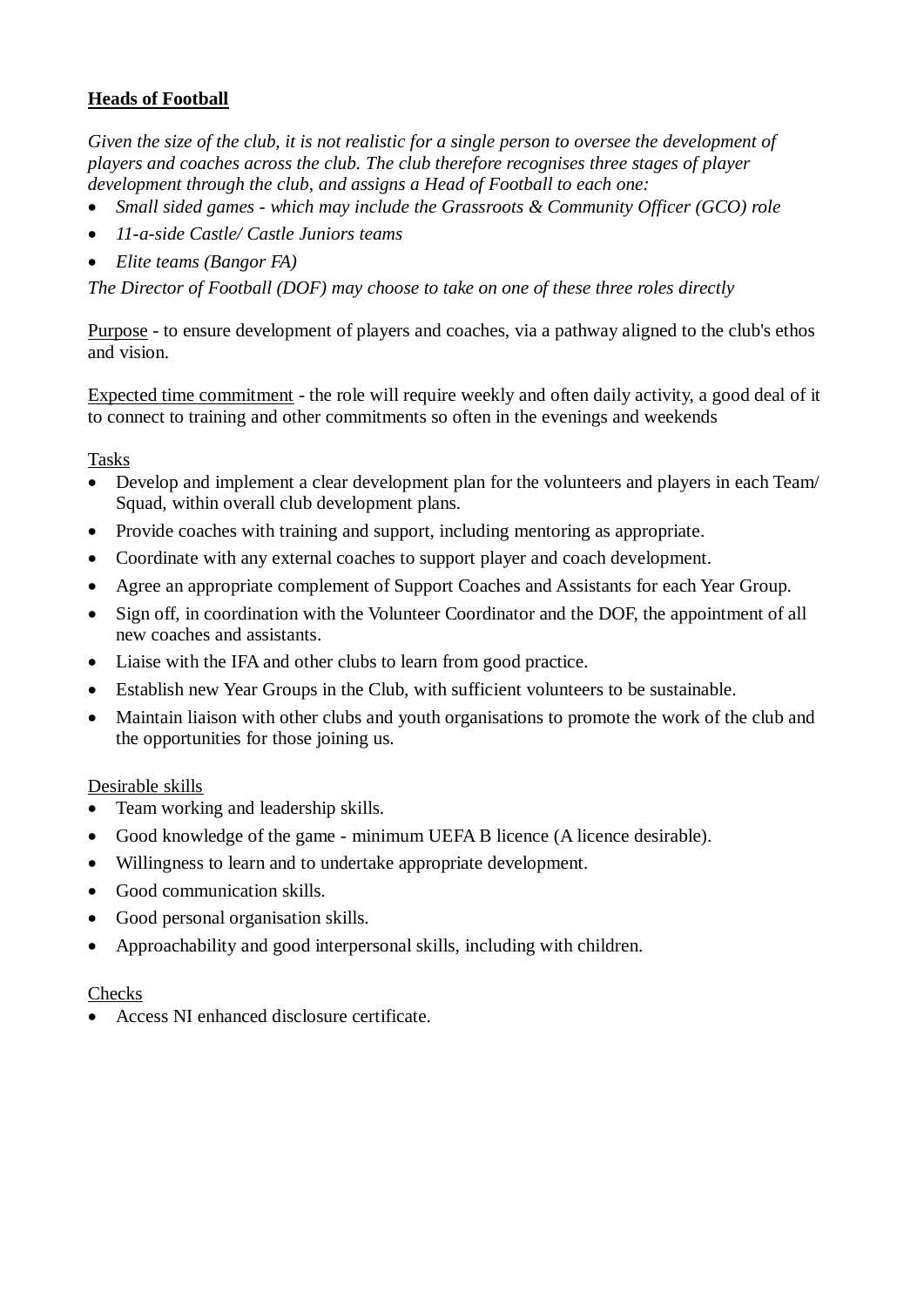**Heads of Football**

*Given the size of the club, it is not realistic for a single person to oversee the development of players and coaches across the club. The club therefore recognises three stages of player development through the club, and assigns a Head of Football to each one:*

- *Small sided games - which may include the Grassroots & Community Officer (GCO) role*
- *11-a-side Castle/ Castle Juniors teams*
- *Elite teams (Bangor FA)*

*The Director of Football (DOF) may choose to take on one of these three roles directly*

Purpose - to ensure development of players and coaches, via a pathway aligned to the club's ethos and vision.

Expected time commitment - the role will require weekly and often daily activity, a good deal of it to connect to training and other commitments so often in the evenings and weekends

Tasks

- Develop and implement a clear development plan for the volunteers and players in each Team/ Squad, within overall club development plans.
- Provide coaches with training and support, including mentoring as appropriate.
- Coordinate with any external coaches to support player and coach development.
- Agree an appropriate complement of Support Coaches and Assistants for each Year Group.
- Sign off, in coordination with the Volunteer Coordinator and the DOF, the appointment of all new coaches and assistants.
- Liaise with the IFA and other clubs to learn from good practice.
- Establish new Year Groups in the Club, with sufficient volunteers to be sustainable.
- Maintain liaison with other clubs and youth organisations to promote the work of the club and the opportunities for those joining us.

Desirable skills

- Team working and leadership skills.
- Good knowledge of the game - minimum UEFA B licence (A licence desirable).
- Willingness to learn and to undertake appropriate development.
- Good communication skills.
- Good personal organisation skills.
- Approachability and good interpersonal skills, including with children.

Checks

- Access NI enhanced disclosure certificate.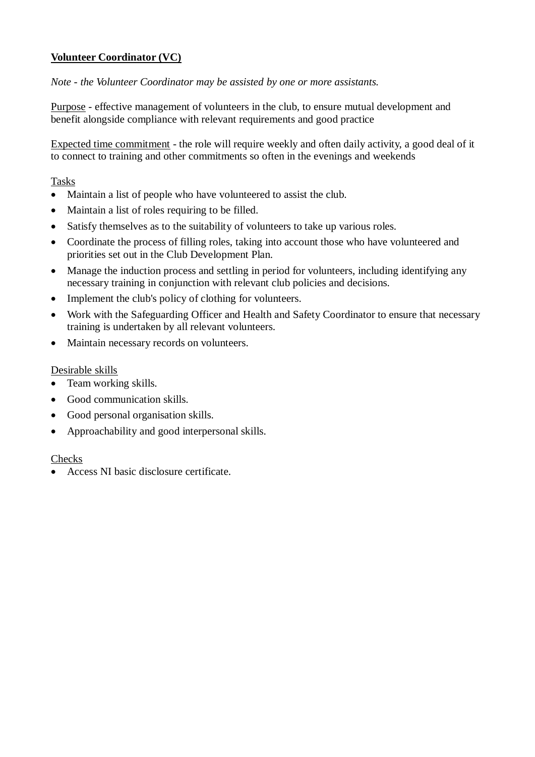## Volunteer Coordinator (VC)

*Note - the Volunteer Coordinator may be assisted by one or more assistants.*

Purpose - effective management of volunteers in the club, to ensure mutual development and benefit alongside compliance with relevant requirements and good practice

Expected time commitment - the role will require weekly and often daily activity, a good deal of it to connect to training and other commitments so often in the evenings and weekends

Tasks

- Maintain a list of people who have volunteered to assist the club.
- Maintain a list of roles requiring to be filled.
- Satisfy themselves as to the suitability of volunteers to take up various roles.
- Coordinate the process of filling roles, taking into account those who have volunteered and priorities set out in the Club Development Plan.
- Manage the induction process and settling in period for volunteers, including identifying any necessary training in conjunction with relevant club policies and decisions.
- Implement the club's policy of clothing for volunteers.
- Work with the Safeguarding Officer and Health and Safety Coordinator to ensure that necessary training is undertaken by all relevant volunteers.
- Maintain necessary records on volunteers.

Desirable skills

- Team working skills.
- Good communication skills.
- Good personal organisation skills.
- Approachability and good interpersonal skills.

Checks

- Access NI basic disclosure certificate.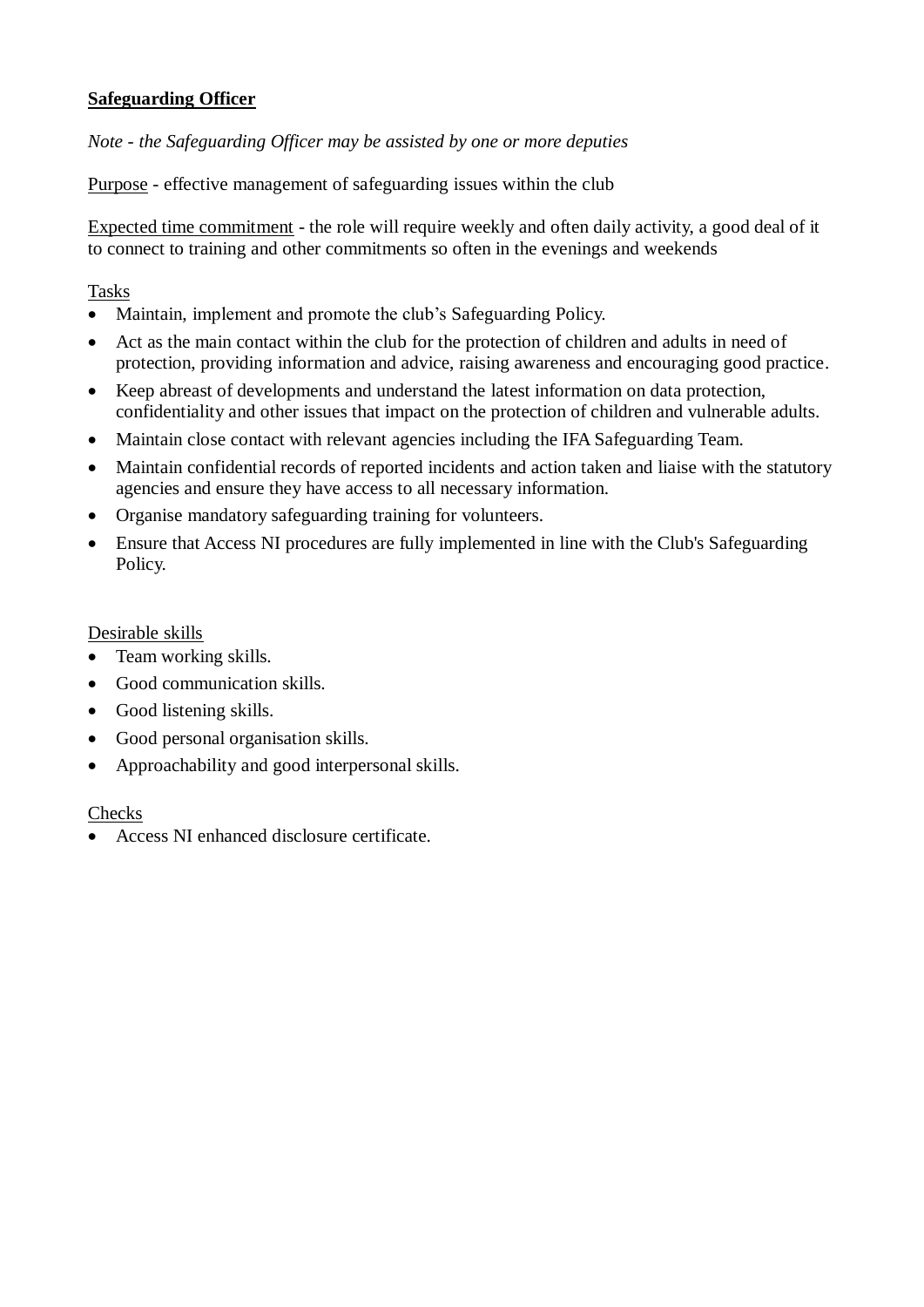## Safeguarding Officer

*Note - the Safeguarding Officer may be assisted by one or more deputies*

Purpose - effective management of safeguarding issues within the club

Expected time commitment - the role will require weekly and often daily activity, a good deal of it to connect to training and other commitments so often in the evenings and weekends

Tasks

- Maintain, implement and promote the club's Safeguarding Policy.
- Act as the main contact within the club for the protection of children and adults in need of protection, providing information and advice, raising awareness and encouraging good practice.
- Keep abreast of developments and understand the latest information on data protection, confidentiality and other issues that impact on the protection of children and vulnerable adults.
- Maintain close contact with relevant agencies including the IFA Safeguarding Team.
- Maintain confidential records of reported incidents and action taken and liaise with the statutory agencies and ensure they have access to all necessary information.
- Organise mandatory safeguarding training for volunteers.
- Ensure that Access NI procedures are fully implemented in line with the Club's Safeguarding Policy.

Desirable skills

- Team working skills.
- Good communication skills.
- Good listening skills.
- Good personal organisation skills.
- Approachability and good interpersonal skills.

Checks

- Access NI enhanced disclosure certificate.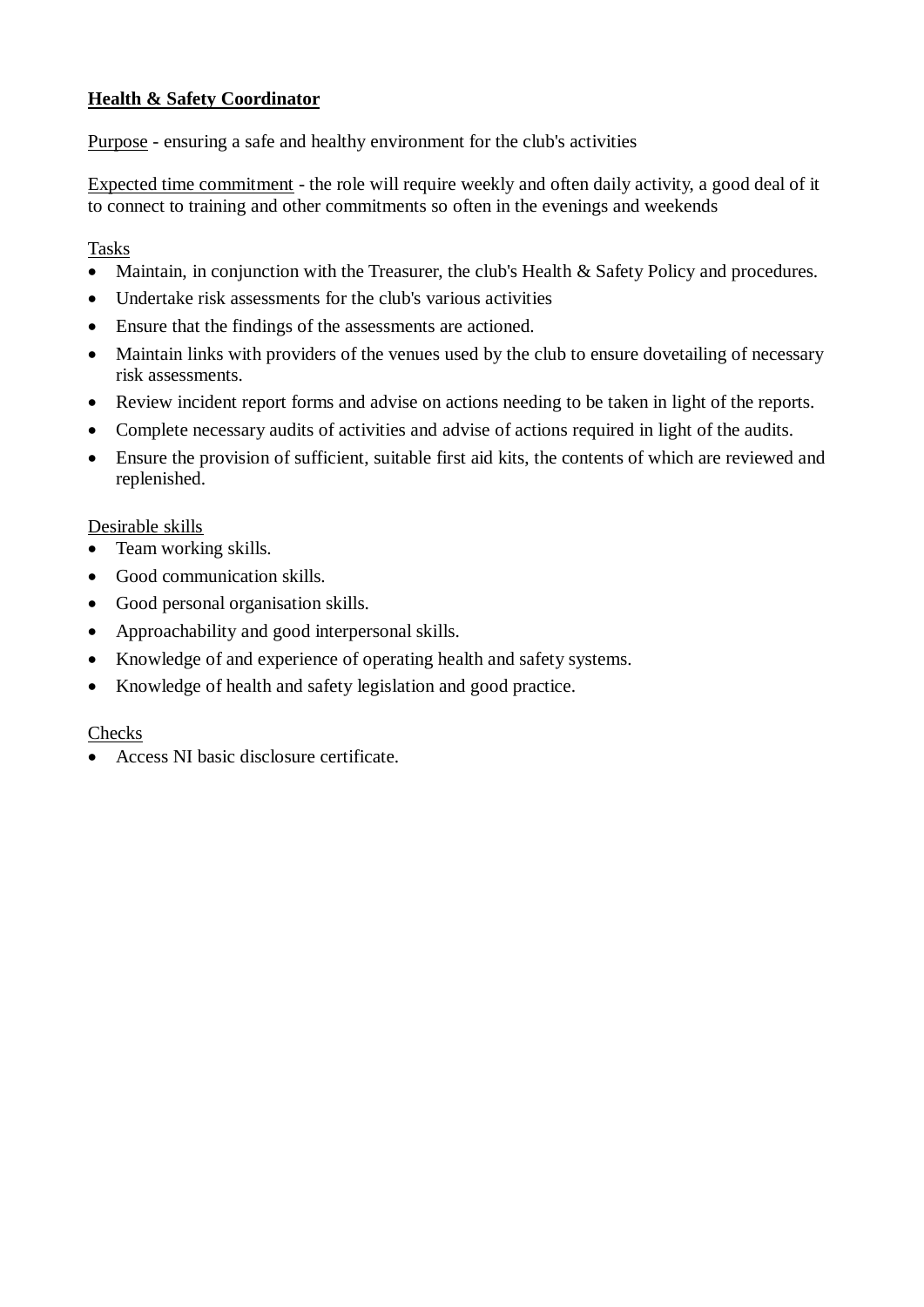## Health & Safety Coordinator

Purpose - ensuring a safe and healthy environment for the club's activities

Expected time commitment - the role will require weekly and often daily activity, a good deal of it to connect to training and other commitments so often in the evenings and weekends

Tasks

- Maintain, in conjunction with the Treasurer, the club's Health & Safety Policy and procedures.
- Undertake risk assessments for the club's various activities
- Ensure that the findings of the assessments are actioned.
- Maintain links with providers of the venues used by the club to ensure dovetailing of necessary risk assessments.
- Review incident report forms and advise on actions needing to be taken in light of the reports.
- Complete necessary audits of activities and advise of actions required in light of the audits.
- Ensure the provision of sufficient, suitable first aid kits, the contents of which are reviewed and replenished.

Desirable skills

- Team working skills.
- Good communication skills.
- Good personal organisation skills.
- Approachability and good interpersonal skills.
- Knowledge of and experience of operating health and safety systems.
- Knowledge of health and safety legislation and good practice.

Checks

- Access NI basic disclosure certificate.